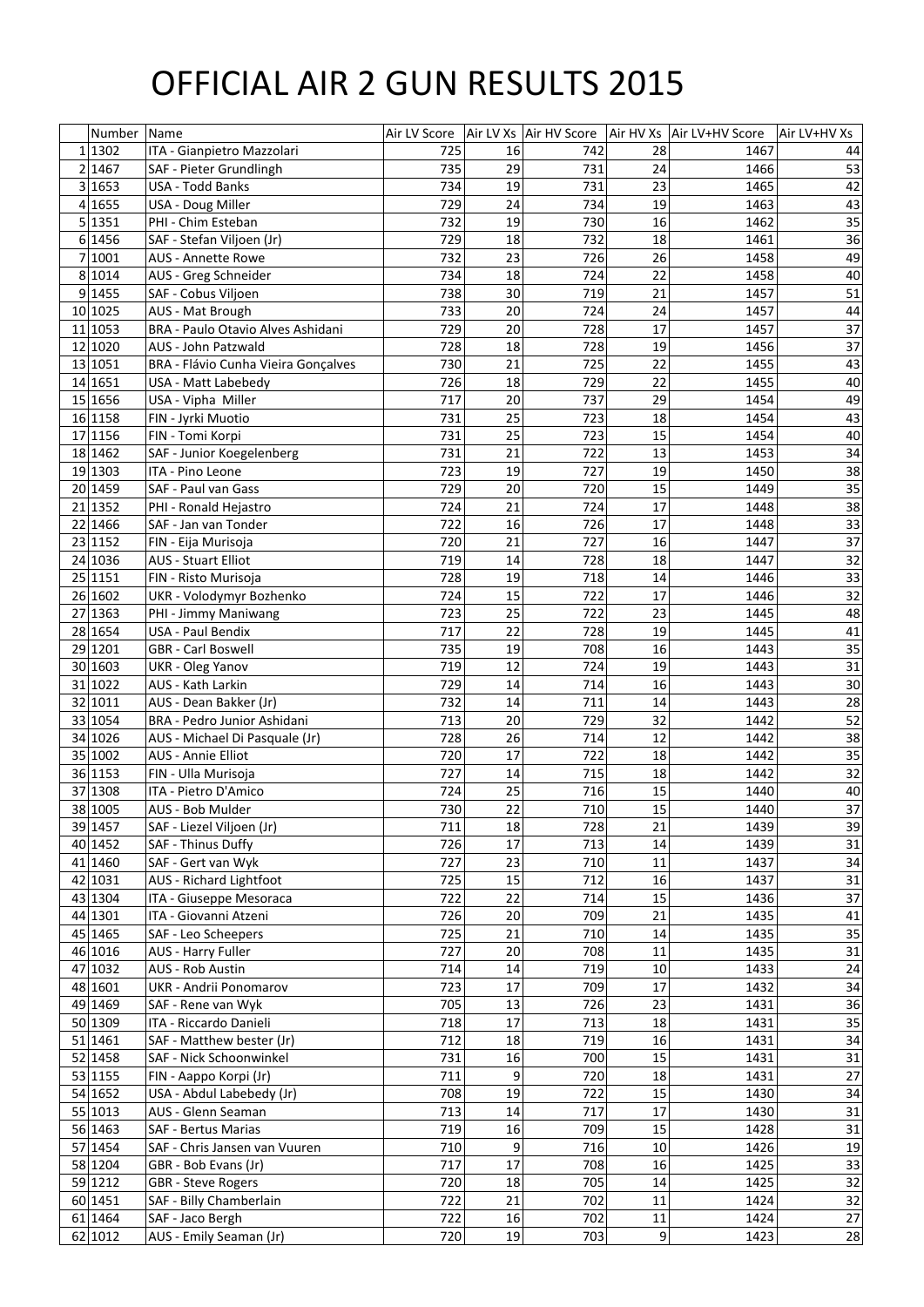# OFFICIAL AIR 2 GUN RESULTS 2015

| | Number | Name | Air LV Score | Air LV Xs | Air HV Score | Air HV Xs | Air LV+HV Score | Air LV+HV Xs |
|---|---|---|---|---|---|---|---|---|
| 1 | 1302 | ITA - Gianpietro Mazzolari | 725 | 16 | 742 | 28 | 1467 | 44 |
| 2 | 1467 | SAF - Pieter Grundlingh | 735 | 29 | 731 | 24 | 1466 | 53 |
| 3 | 1653 | USA - Todd Banks | 734 | 19 | 731 | 23 | 1465 | 42 |
| 4 | 1655 | USA - Doug Miller | 729 | 24 | 734 | 19 | 1463 | 43 |
| 5 | 1351 | PHI - Chim Esteban | 732 | 19 | 730 | 16 | 1462 | 35 |
| 6 | 1456 | SAF - Stefan Viljoen (Jr) | 729 | 18 | 732 | 18 | 1461 | 36 |
| 7 | 1001 | AUS - Annette Rowe | 732 | 23 | 726 | 26 | 1458 | 49 |
| 8 | 1014 | AUS - Greg Schneider | 734 | 18 | 724 | 22 | 1458 | 40 |
| 9 | 1455 | SAF - Cobus Viljoen | 738 | 30 | 719 | 21 | 1457 | 51 |
| 10 | 1025 | AUS - Mat Brough | 733 | 20 | 724 | 24 | 1457 | 44 |
| 11 | 1053 | BRA - Paulo Otavio Alves Ashidani | 729 | 20 | 728 | 17 | 1457 | 37 |
| 12 | 1020 | AUS - John Patzwald | 728 | 18 | 728 | 19 | 1456 | 37 |
| 13 | 1051 | BRA - Flávio Cunha Vieira Gonçalves | 730 | 21 | 725 | 22 | 1455 | 43 |
| 14 | 1651 | USA - Matt Labebedy | 726 | 18 | 729 | 22 | 1455 | 40 |
| 15 | 1656 | USA - Vipha Miller | 717 | 20 | 737 | 29 | 1454 | 49 |
| 16 | 1158 | FIN - Jyrki Muotio | 731 | 25 | 723 | 18 | 1454 | 43 |
| 17 | 1156 | FIN - Tomi Korpi | 731 | 25 | 723 | 15 | 1454 | 40 |
| 18 | 1462 | SAF - Junior Koegelenberg | 731 | 21 | 722 | 13 | 1453 | 34 |
| 19 | 1303 | ITA - Pino Leone | 723 | 19 | 727 | 19 | 1450 | 38 |
| 20 | 1459 | SAF - Paul van Gass | 729 | 20 | 720 | 15 | 1449 | 35 |
| 21 | 1352 | PHI - Ronald Hejastro | 724 | 21 | 724 | 17 | 1448 | 38 |
| 22 | 1466 | SAF - Jan van Tonder | 722 | 16 | 726 | 17 | 1448 | 33 |
| 23 | 1152 | FIN - Eija Murisoja | 720 | 21 | 727 | 16 | 1447 | 37 |
| 24 | 1036 | AUS - Stuart Elliot | 719 | 14 | 728 | 18 | 1447 | 32 |
| 25 | 1151 | FIN - Risto Murisoja | 728 | 19 | 718 | 14 | 1446 | 33 |
| 26 | 1602 | UKR - Volodymyr Bozhenko | 724 | 15 | 722 | 17 | 1446 | 32 |
| 27 | 1363 | PHI - Jimmy Maniwang | 723 | 25 | 722 | 23 | 1445 | 48 |
| 28 | 1654 | USA - Paul Bendix | 717 | 22 | 728 | 19 | 1445 | 41 |
| 29 | 1201 | GBR - Carl Boswell | 735 | 19 | 708 | 16 | 1443 | 35 |
| 30 | 1603 | UKR - Oleg Yanov | 719 | 12 | 724 | 19 | 1443 | 31 |
| 31 | 1022 | AUS - Kath Larkin | 729 | 14 | 714 | 16 | 1443 | 30 |
| 32 | 1011 | AUS - Dean Bakker (Jr) | 732 | 14 | 711 | 14 | 1443 | 28 |
| 33 | 1054 | BRA - Pedro Junior Ashidani | 713 | 20 | 729 | 32 | 1442 | 52 |
| 34 | 1026 | AUS - Michael Di Pasquale (Jr) | 728 | 26 | 714 | 12 | 1442 | 38 |
| 35 | 1002 | AUS - Annie Elliot | 720 | 17 | 722 | 18 | 1442 | 35 |
| 36 | 1153 | FIN - Ulla Murisoja | 727 | 14 | 715 | 18 | 1442 | 32 |
| 37 | 1308 | ITA - Pietro D'Amico | 724 | 25 | 716 | 15 | 1440 | 40 |
| 38 | 1005 | AUS - Bob Mulder | 730 | 22 | 710 | 15 | 1440 | 37 |
| 39 | 1457 | SAF - Liezel Viljoen (Jr) | 711 | 18 | 728 | 21 | 1439 | 39 |
| 40 | 1452 | SAF - Thinus Duffy | 726 | 17 | 713 | 14 | 1439 | 31 |
| 41 | 1460 | SAF - Gert van Wyk | 727 | 23 | 710 | 11 | 1437 | 34 |
| 42 | 1031 | AUS - Richard Lightfoot | 725 | 15 | 712 | 16 | 1437 | 31 |
| 43 | 1304 | ITA - Giuseppe Mesoraca | 722 | 22 | 714 | 15 | 1436 | 37 |
| 44 | 1301 | ITA - Giovanni Atzeni | 726 | 20 | 709 | 21 | 1435 | 41 |
| 45 | 1465 | SAF - Leo Scheepers | 725 | 21 | 710 | 14 | 1435 | 35 |
| 46 | 1016 | AUS - Harry Fuller | 727 | 20 | 708 | 11 | 1435 | 31 |
| 47 | 1032 | AUS - Rob Austin | 714 | 14 | 719 | 10 | 1433 | 24 |
| 48 | 1601 | UKR - Andrii Ponomarov | 723 | 17 | 709 | 17 | 1432 | 34 |
| 49 | 1469 | SAF - Rene van Wyk | 705 | 13 | 726 | 23 | 1431 | 36 |
| 50 | 1309 | ITA - Riccardo Danieli | 718 | 17 | 713 | 18 | 1431 | 35 |
| 51 | 1461 | SAF - Matthew bester (Jr) | 712 | 18 | 719 | 16 | 1431 | 34 |
| 52 | 1458 | SAF - Nick Schoonwinkel | 731 | 16 | 700 | 15 | 1431 | 31 |
| 53 | 1155 | FIN - Aappo Korpi (Jr) | 711 | 9 | 720 | 18 | 1431 | 27 |
| 54 | 1652 | USA - Abdul Labebedy (Jr) | 708 | 19 | 722 | 15 | 1430 | 34 |
| 55 | 1013 | AUS - Glenn Seaman | 713 | 14 | 717 | 17 | 1430 | 31 |
| 56 | 1463 | SAF - Bertus Marias | 719 | 16 | 709 | 15 | 1428 | 31 |
| 57 | 1454 | SAF - Chris Jansen van Vuuren | 710 | 9 | 716 | 10 | 1426 | 19 |
| 58 | 1204 | GBR - Bob Evans (Jr) | 717 | 17 | 708 | 16 | 1425 | 33 |
| 59 | 1212 | GBR - Steve Rogers | 720 | 18 | 705 | 14 | 1425 | 32 |
| 60 | 1451 | SAF - Billy Chamberlain | 722 | 21 | 702 | 11 | 1424 | 32 |
| 61 | 1464 | SAF - Jaco Bergh | 722 | 16 | 702 | 11 | 1424 | 27 |
| 62 | 1012 | AUS - Emily Seaman (Jr) | 720 | 19 | 703 | 9 | 1423 | 28 |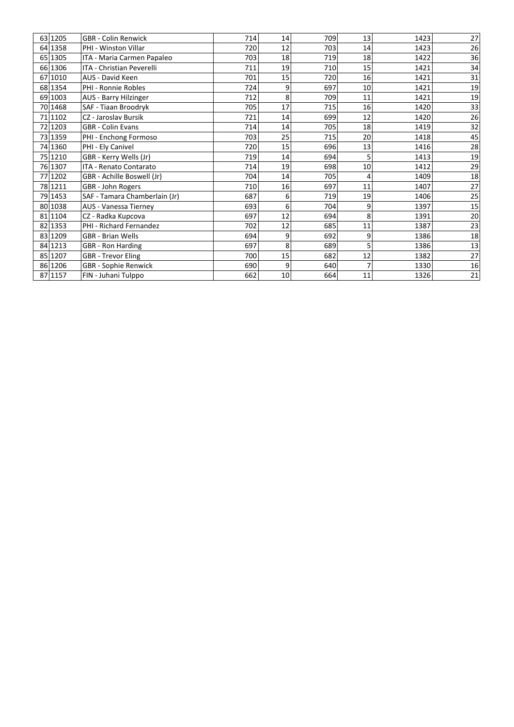| | | | | | | | | |
|---|---|---|---|---|---|---|---|---|
| 63 | 1205 | GBR - Colin Renwick | 714 | 14 | 709 | 13 | 1423 | 27 |
| 64 | 1358 | PHI - Winston Villar | 720 | 12 | 703 | 14 | 1423 | 26 |
| 65 | 1305 | ITA - Maria Carmen Papaleo | 703 | 18 | 719 | 18 | 1422 | 36 |
| 66 | 1306 | ITA - Christian Peverelli | 711 | 19 | 710 | 15 | 1421 | 34 |
| 67 | 1010 | AUS - David Keen | 701 | 15 | 720 | 16 | 1421 | 31 |
| 68 | 1354 | PHI - Ronnie Robles | 724 | 9 | 697 | 10 | 1421 | 19 |
| 69 | 1003 | AUS - Barry Hilzinger | 712 | 8 | 709 | 11 | 1421 | 19 |
| 70 | 1468 | SAF - Tiaan Broodryk | 705 | 17 | 715 | 16 | 1420 | 33 |
| 71 | 1102 | CZ - Jaroslav Bursik | 721 | 14 | 699 | 12 | 1420 | 26 |
| 72 | 1203 | GBR - Colin Evans | 714 | 14 | 705 | 18 | 1419 | 32 |
| 73 | 1359 | PHI - Enchong Formoso | 703 | 25 | 715 | 20 | 1418 | 45 |
| 74 | 1360 | PHI - Ely Canivel | 720 | 15 | 696 | 13 | 1416 | 28 |
| 75 | 1210 | GBR - Kerry Wells (Jr) | 719 | 14 | 694 | 5 | 1413 | 19 |
| 76 | 1307 | ITA - Renato Contarato | 714 | 19 | 698 | 10 | 1412 | 29 |
| 77 | 1202 | GBR - Achille Boswell (Jr) | 704 | 14 | 705 | 4 | 1409 | 18 |
| 78 | 1211 | GBR - John Rogers | 710 | 16 | 697 | 11 | 1407 | 27 |
| 79 | 1453 | SAF - Tamara Chamberlain (Jr) | 687 | 6 | 719 | 19 | 1406 | 25 |
| 80 | 1038 | AUS - Vanessa Tierney | 693 | 6 | 704 | 9 | 1397 | 15 |
| 81 | 1104 | CZ - Radka Kupcova | 697 | 12 | 694 | 8 | 1391 | 20 |
| 82 | 1353 | PHI - Richard Fernandez | 702 | 12 | 685 | 11 | 1387 | 23 |
| 83 | 1209 | GBR - Brian Wells | 694 | 9 | 692 | 9 | 1386 | 18 |
| 84 | 1213 | GBR - Ron Harding | 697 | 8 | 689 | 5 | 1386 | 13 |
| 85 | 1207 | GBR - Trevor Eling | 700 | 15 | 682 | 12 | 1382 | 27 |
| 86 | 1206 | GBR - Sophie Renwick | 690 | 9 | 640 | 7 | 1330 | 16 |
| 87 | 1157 | FIN - Juhani Tulppo | 662 | 10 | 664 | 11 | 1326 | 21 |